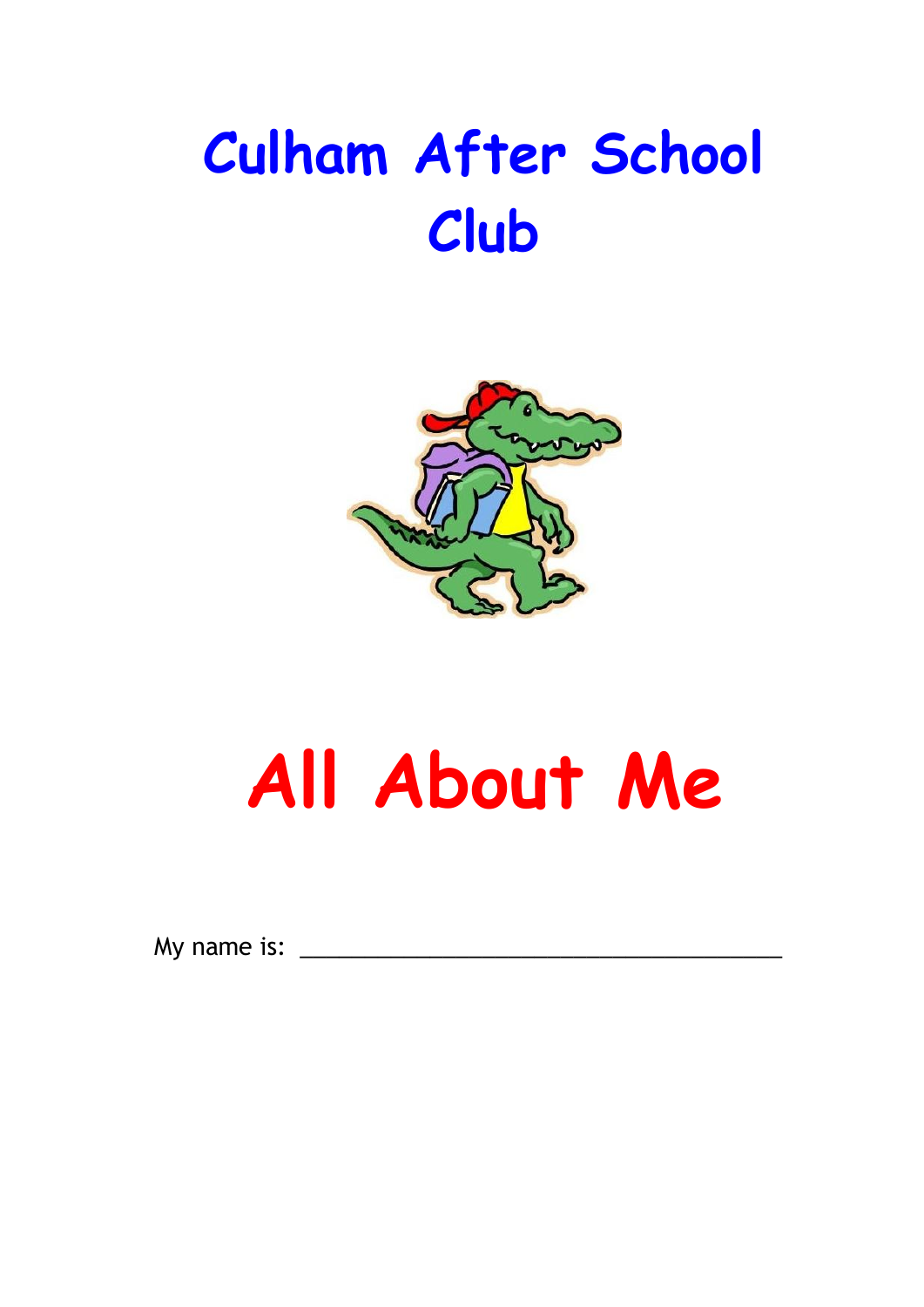# Culham After School Club

# All About Me

My name is: ______________________________________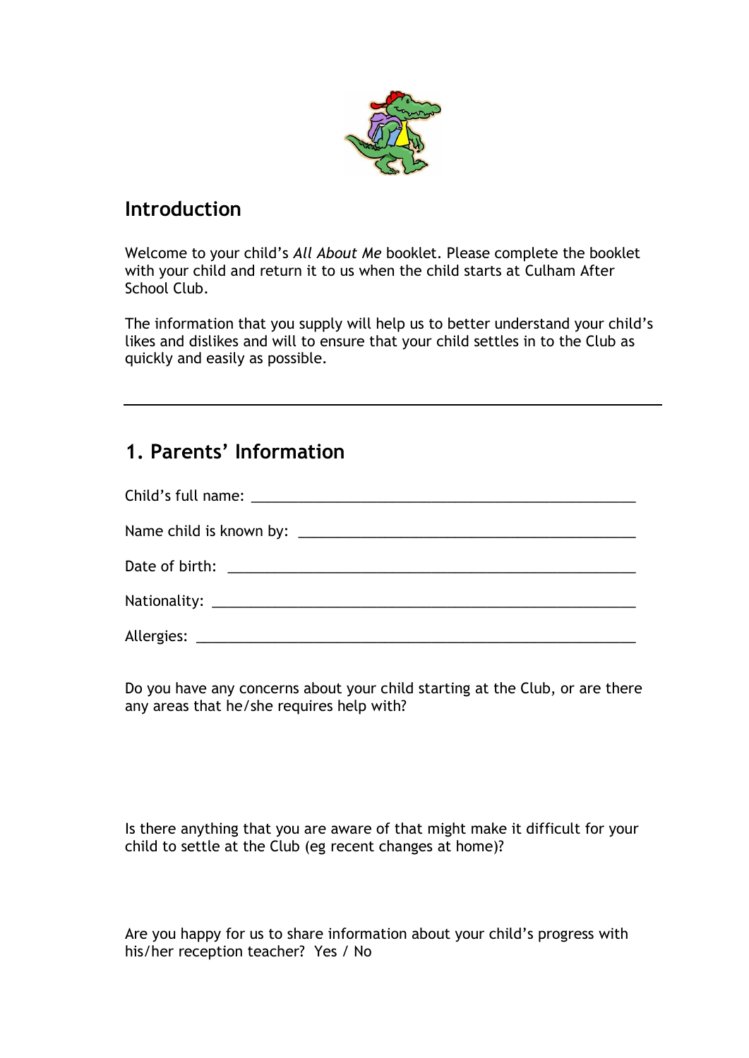## Introduction

Welcome to your child's *All About Me* booklet. Please complete the booklet with your child and return it to us when the child starts at Culham After School Club.

The information that you supply will help us to better understand your child's likes and dislikes and will to ensure that your child settles in to the Club as quickly and easily as possible.

---

## 1. Parents' Information

Child's full name: ___________________________________________________

Name child is known by: ____________________________________________

Date of birth: ______________________________________________________

Nationality: _______________________________________________________

Allergies: _________________________________________________________

Do you have any concerns about your child starting at the Club, or are there any areas that he/she requires help with?

Is there anything that you are aware of that might make it difficult for your child to settle at the Club (eg recent changes at home)?

Are you happy for us to share information about your child's progress with his/her reception teacher? Yes / No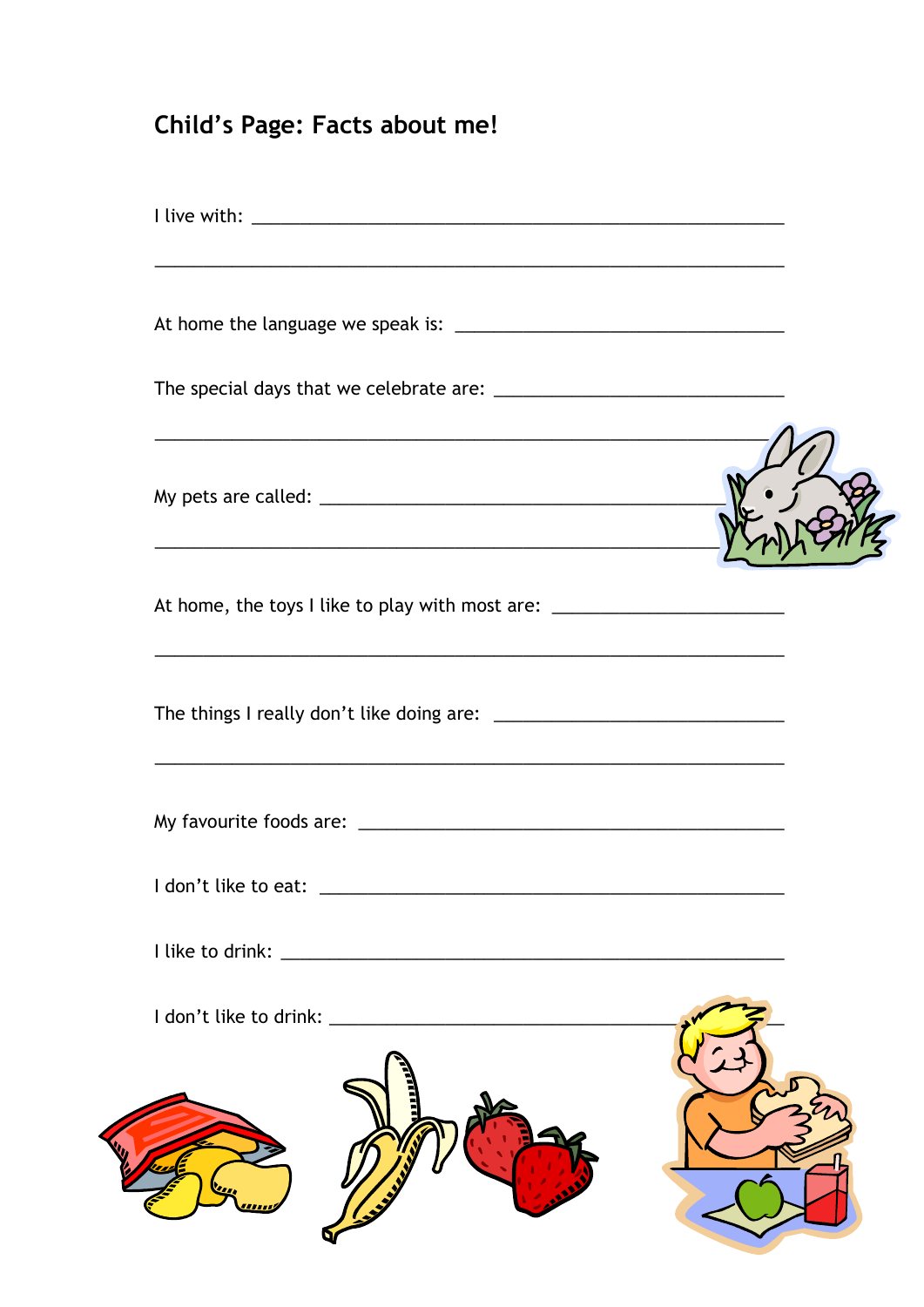## Child's Page: Facts about me!

I live with: ______________________________________________________

______________________________________________________________

At home the language we speak is: ________________________________

The special days that we celebrate are: ____________________________

______________________________________________________________

My pets are called: ______________________________________________

______________________________________________________________

At home, the toys I like to play with most are: _______________________

______________________________________________________________

The things I really don't like doing are: ____________________________

______________________________________________________________

My favourite foods are: __________________________________________

I don't like to eat: ______________________________________________

I like to drink: _________________________________________________

I don't like to drink: ____________________________________________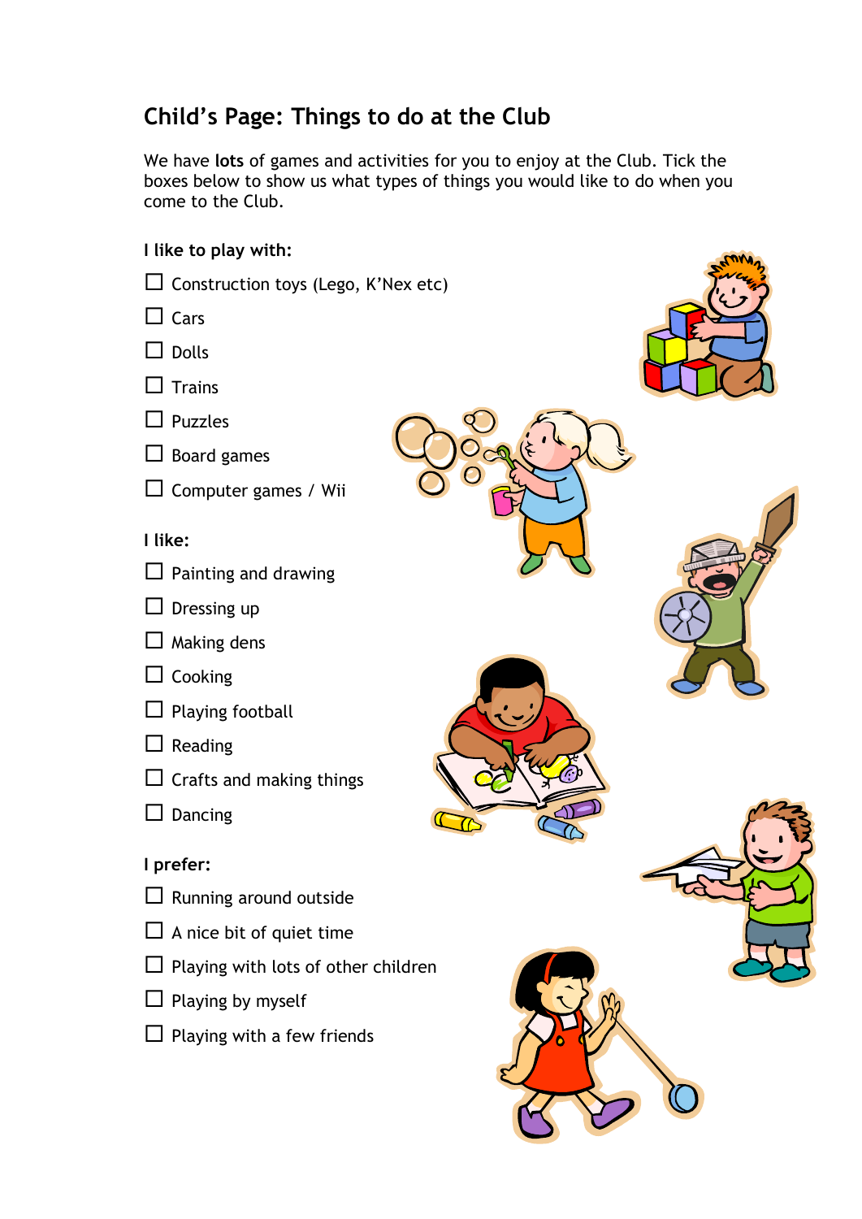## Child's Page: Things to do at the Club

We have **lots** of games and activities for you to enjoy at the Club. Tick the boxes below to show us what types of things you would like to do when you come to the Club.

**I like to play with:**

- ☐ Construction toys (Lego, K'Nex etc)
- ☐ Cars
- ☐ Dolls
- ☐ Trains
- ☐ Puzzles
- ☐ Board games
- ☐ Computer games / Wii

**I like:**

- ☐ Painting and drawing
- ☐ Dressing up
- ☐ Making dens
- ☐ Cooking
- ☐ Playing football
- ☐ Reading
- ☐ Crafts and making things
- ☐ Dancing

**I prefer:**

- ☐ Running around outside
- ☐ A nice bit of quiet time
- ☐ Playing with lots of other children
- ☐ Playing by myself
- ☐ Playing with a few friends